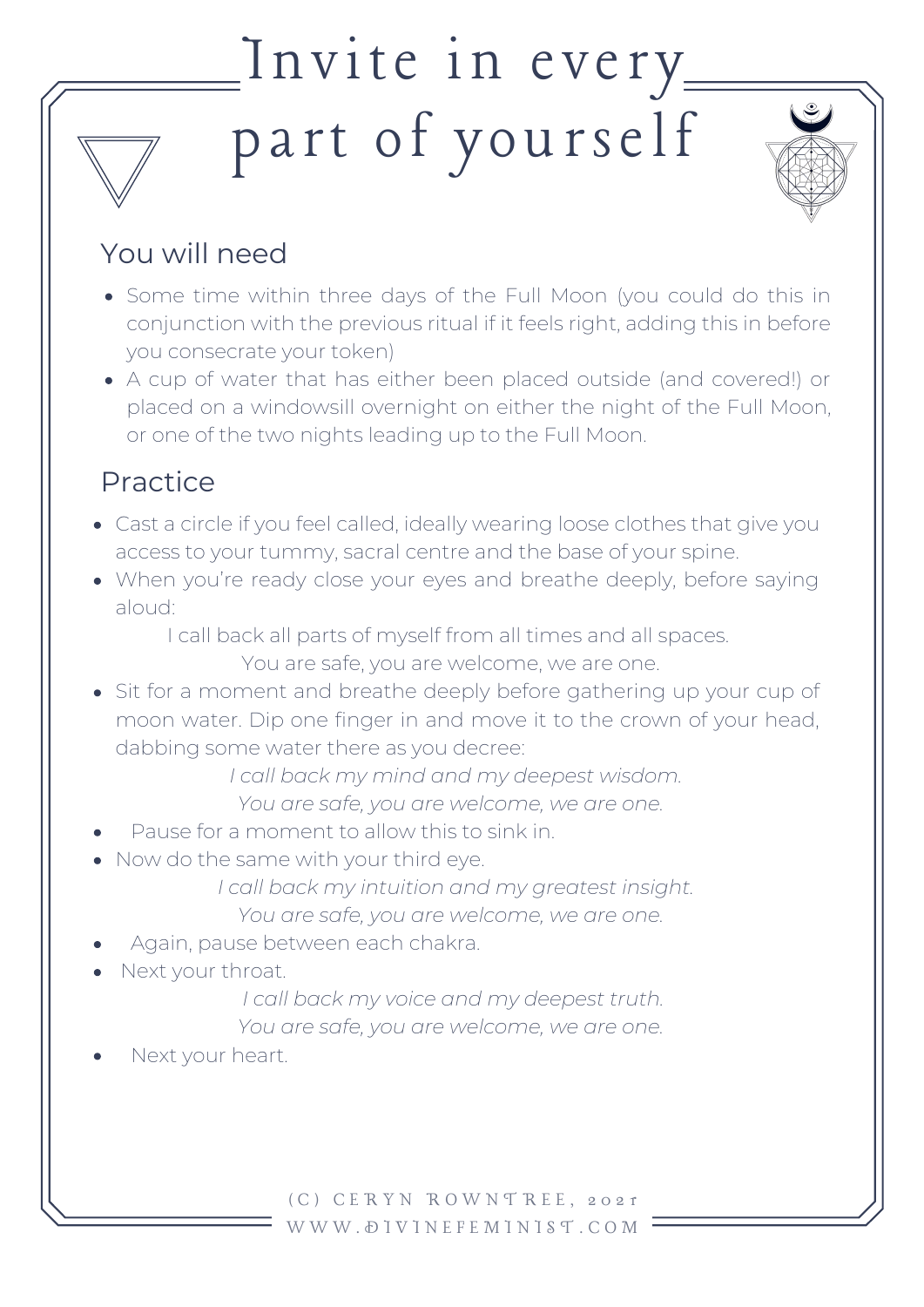# Invite in every part of yourself

## You will need

- Some time within three days of the Full Moon (you could do this in conjunction with the previous ritual if it feels right, adding this in before you consecrate your token)
- A cup of water that has either been placed outside (and covered!) or placed on a windowsill overnight on either the night of the Full Moon, or one of the two nights leading up to the Full Moon.

## Practice

- Cast a circle if you feel called, ideally wearing loose clothes that give you access to your tummy, sacral centre and the base of your spine.
- When you're ready close your eyes and breathe deeply, before saying aloud:

  I call back all parts of myself from all times and all spaces.
  You are safe, you are welcome, we are one.

- Sit for a moment and breathe deeply before gathering up your cup of moon water. Dip one finger in and move it to the crown of your head, dabbing some water there as you decree:

  *I call back my mind and my deepest wisdom.*
  *You are safe, you are welcome, we are one.*

- Pause for a moment to allow this to sink in.
- Now do the same with your third eye.

  *I call back my intuition and my greatest insight.*
  *You are safe, you are welcome, we are one.*

- Again, pause between each chakra.
- Next your throat.

  *I call back my voice and my deepest truth.*
  *You are safe, you are welcome, we are one.*

- Next your heart.

(C) CERYN ROWNTREE, 2021
WWW.DIVINEFEMINIST.COM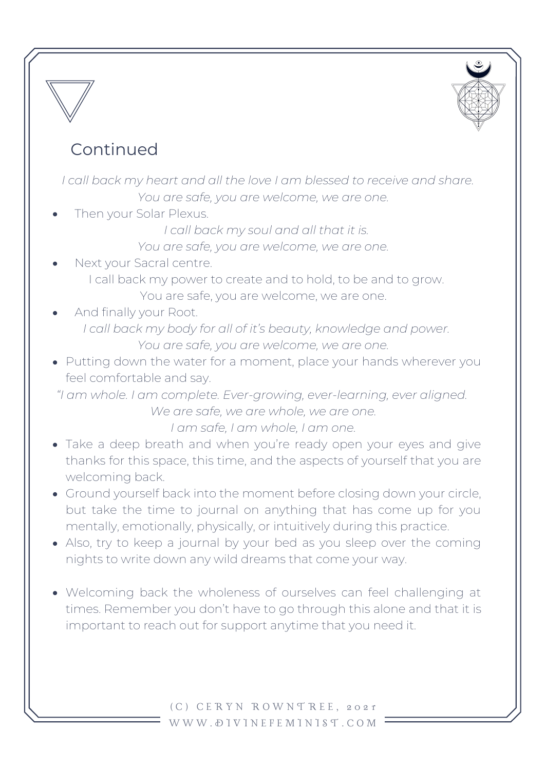## Continued

*I call back my heart and all the love I am blessed to receive and share.*
*You are safe, you are welcome, we are one.*

- Then your Solar Plexus.

*I call back my soul and all that it is.*
*You are safe, you are welcome, we are one.*

- Next your Sacral centre.

I call back my power to create and to hold, to be and to grow.
You are safe, you are welcome, we are one.

- And finally your Root.

*I call back my body for all of it's beauty, knowledge and power.*
*You are safe, you are welcome, we are one.*

- Putting down the water for a moment, place your hands wherever you feel comfortable and say.

*"I am whole. I am complete. Ever-growing, ever-learning, ever aligned.*
*We are safe, we are whole, we are one.*
*I am safe, I am whole, I am one.*

- Take a deep breath and when you're ready open your eyes and give thanks for this space, this time, and the aspects of yourself that you are welcoming back.
- Ground yourself back into the moment before closing down your circle, but take the time to journal on anything that has come up for you mentally, emotionally, physically, or intuitively during this practice.
- Also, try to keep a journal by your bed as you sleep over the coming nights to write down any wild dreams that come your way.

- Welcoming back the wholeness of ourselves can feel challenging at times. Remember you don't have to go through this alone and that it is important to reach out for support anytime that you need it.

(C) CERYN ROWNTREE, 2021
WWW.DIVINEFEMINIST.COM